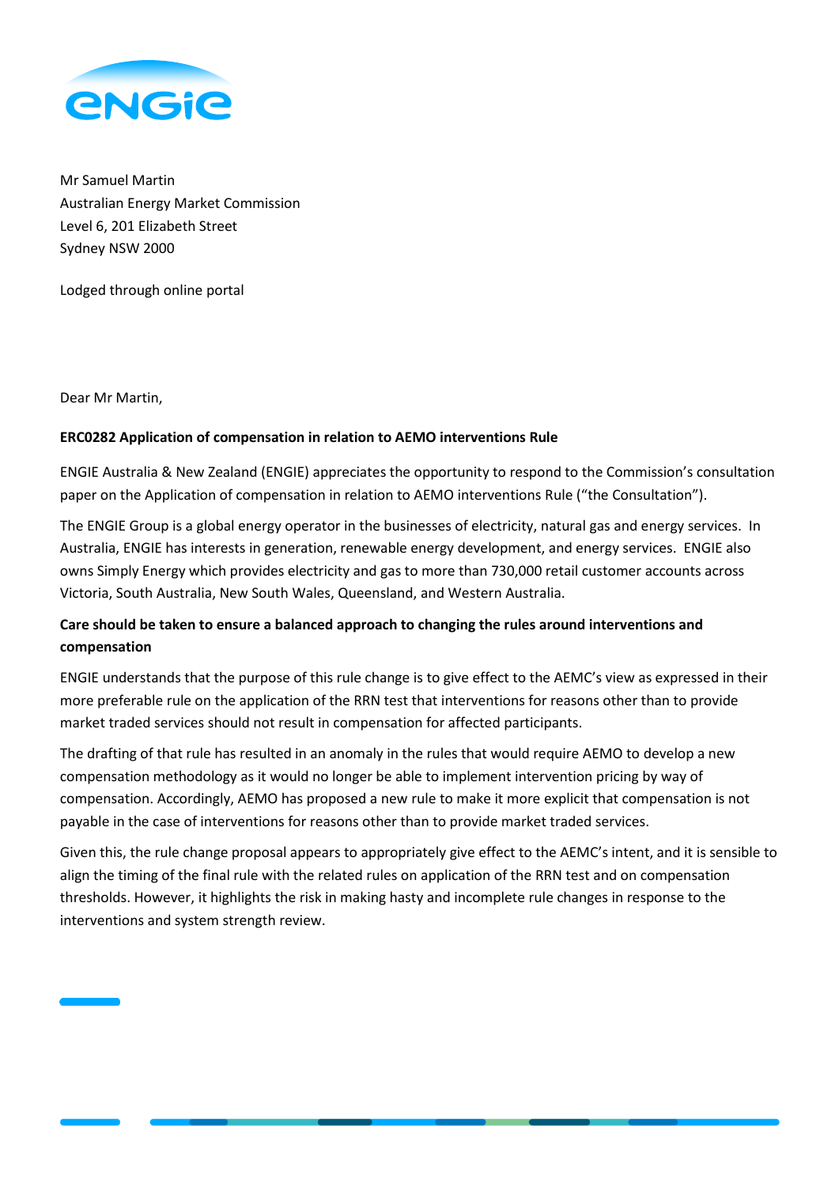Mr Samuel Martin
Australian Energy Market Commission
Level 6, 201 Elizabeth Street
Sydney NSW 2000

Lodged through online portal

Dear Mr Martin,

**ERC0282 Application of compensation in relation to AEMO interventions Rule**

ENGIE Australia & New Zealand (ENGIE) appreciates the opportunity to respond to the Commission's consultation paper on the Application of compensation in relation to AEMO interventions Rule ("the Consultation").

The ENGIE Group is a global energy operator in the businesses of electricity, natural gas and energy services. In Australia, ENGIE has interests in generation, renewable energy development, and energy services. ENGIE also owns Simply Energy which provides electricity and gas to more than 730,000 retail customer accounts across Victoria, South Australia, New South Wales, Queensland, and Western Australia.

**Care should be taken to ensure a balanced approach to changing the rules around interventions and compensation**

ENGIE understands that the purpose of this rule change is to give effect to the AEMC's view as expressed in their more preferable rule on the application of the RRN test that interventions for reasons other than to provide market traded services should not result in compensation for affected participants.

The drafting of that rule has resulted in an anomaly in the rules that would require AEMO to develop a new compensation methodology as it would no longer be able to implement intervention pricing by way of compensation. Accordingly, AEMO has proposed a new rule to make it more explicit that compensation is not payable in the case of interventions for reasons other than to provide market traded services.

Given this, the rule change proposal appears to appropriately give effect to the AEMC's intent, and it is sensible to align the timing of the final rule with the related rules on application of the RRN test and on compensation thresholds. However, it highlights the risk in making hasty and incomplete rule changes in response to the interventions and system strength review.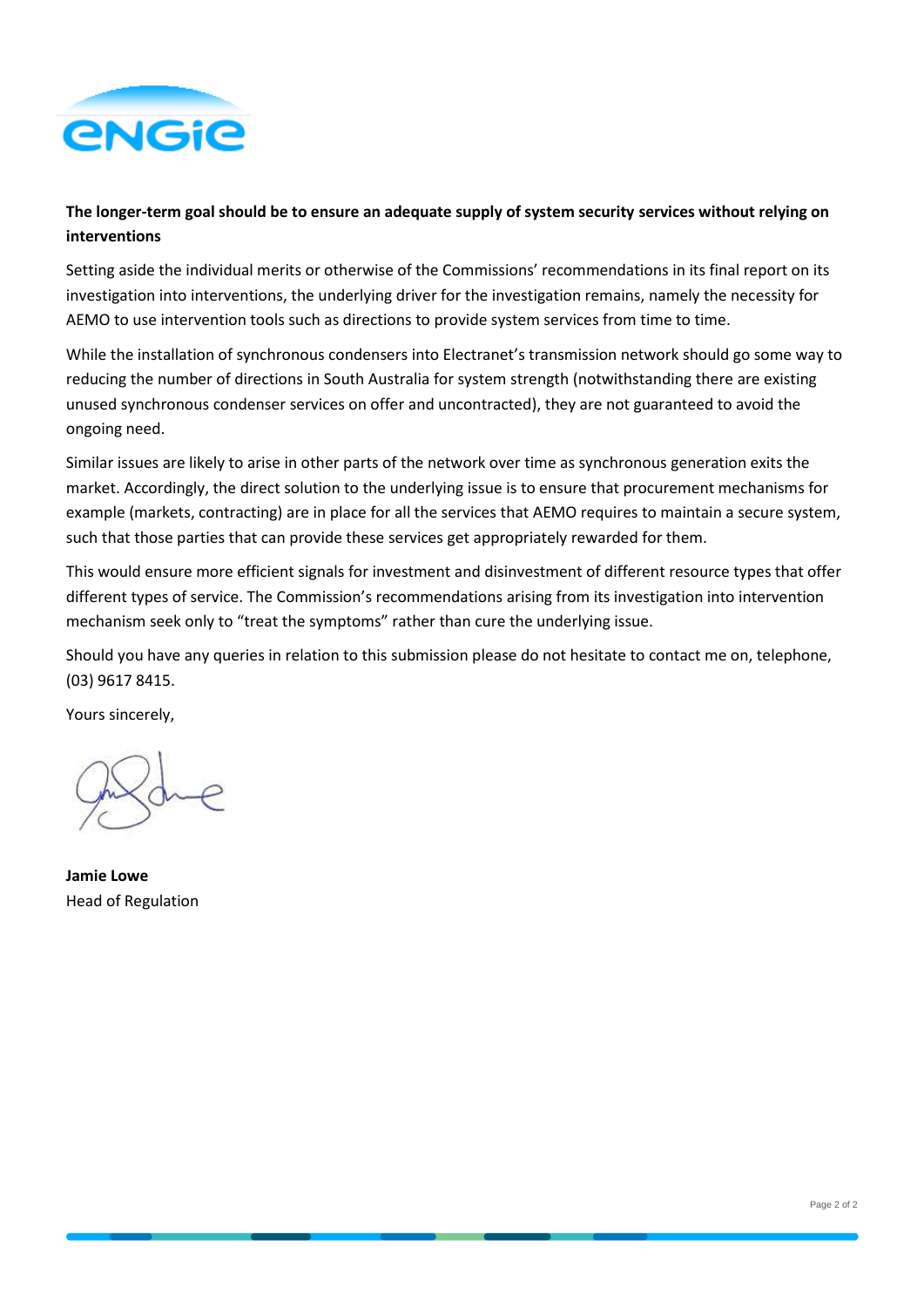**The longer-term goal should be to ensure an adequate supply of system security services without relying on interventions**

Setting aside the individual merits or otherwise of the Commissions' recommendations in its final report on its investigation into interventions, the underlying driver for the investigation remains, namely the necessity for AEMO to use intervention tools such as directions to provide system services from time to time.

While the installation of synchronous condensers into Electranet's transmission network should go some way to reducing the number of directions in South Australia for system strength (notwithstanding there are existing unused synchronous condenser services on offer and uncontracted), they are not guaranteed to avoid the ongoing need.

Similar issues are likely to arise in other parts of the network over time as synchronous generation exits the market. Accordingly, the direct solution to the underlying issue is to ensure that procurement mechanisms for example (markets, contracting) are in place for all the services that AEMO requires to maintain a secure system, such that those parties that can provide these services get appropriately rewarded for them.

This would ensure more efficient signals for investment and disinvestment of different resource types that offer different types of service. The Commission's recommendations arising from its investigation into intervention mechanism seek only to "treat the symptoms" rather than cure the underlying issue.

Should you have any queries in relation to this submission please do not hesitate to contact me on, telephone, (03) 9617 8415.

Yours sincerely,

**Jamie Lowe**
Head of Regulation